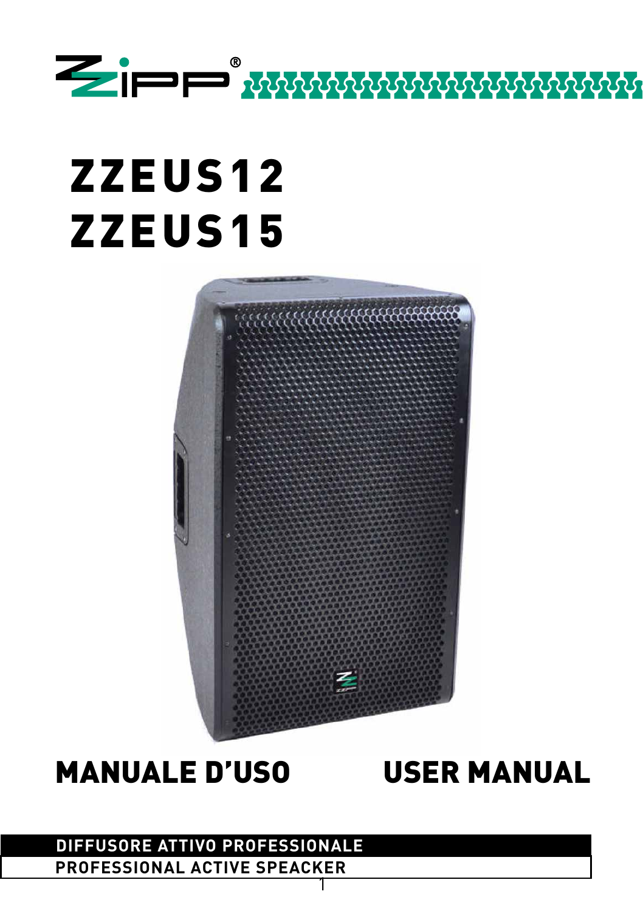# ZZEUS12
# ZZEUS15

## MANUALE D'USO

## USER MANUAL

**DIFFUSORE ATTIVO PROFESSIONALE**

**PROFESSIONAL ACTIVE SPEACKER**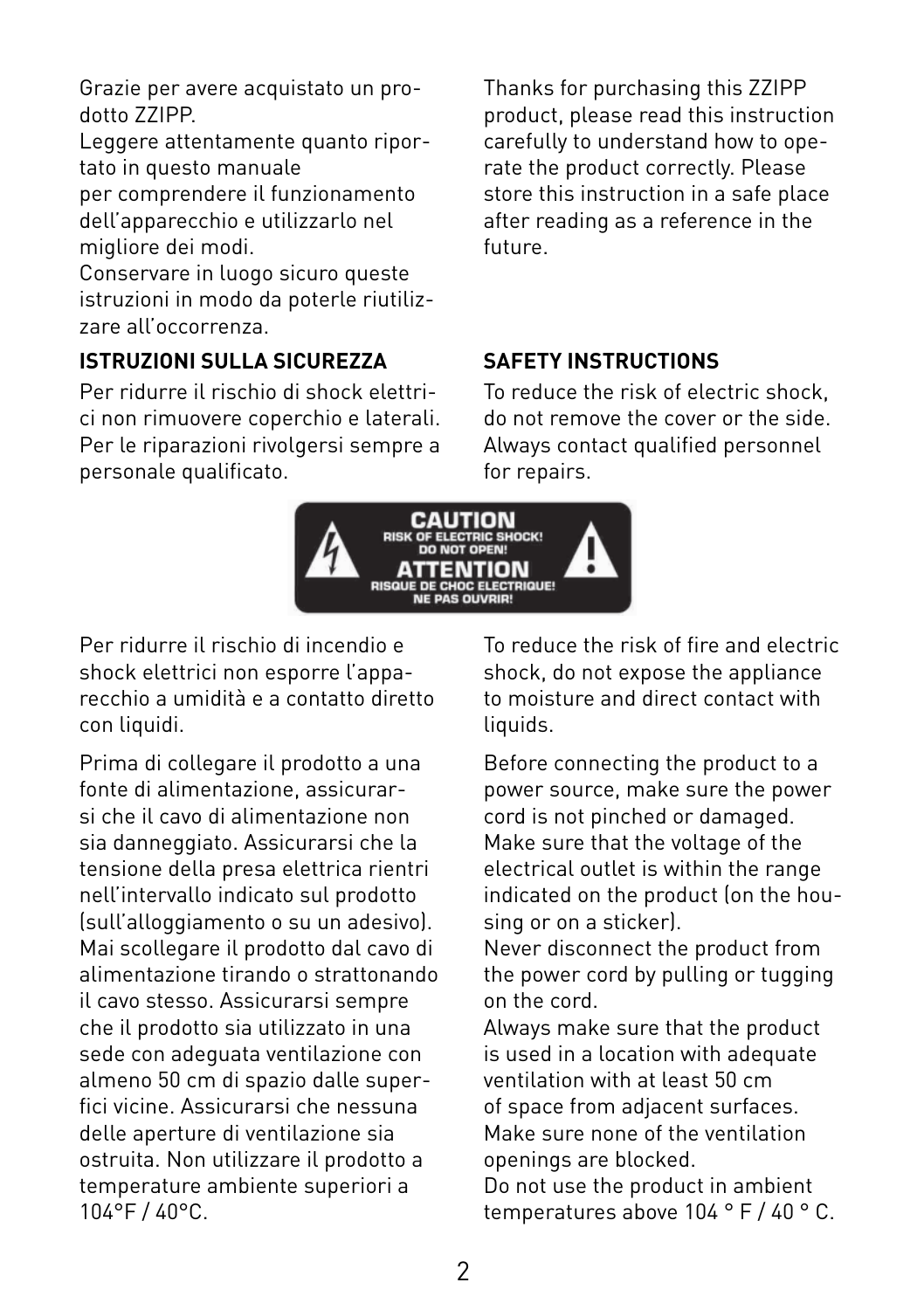Grazie per avere acquistato un prodotto ZZIPP.
Leggere attentamente quanto riportato in questo manuale
per comprendere il funzionamento dell'apparecchio e utilizzarlo nel migliore dei modi.
Conservare in luogo sicuro queste istruzioni in modo da poterle riutilizzare all'occorrenza.

**ISTRUZIONI SULLA SICUREZZA**

Per ridurre il rischio di shock elettrici non rimuovere coperchio e laterali. Per le riparazioni rivolgersi sempre a personale qualificato.

Per ridurre il rischio di incendio e shock elettrici non esporre l'apparecchio a umidità e a contatto diretto con liquidi.

Prima di collegare il prodotto a una fonte di alimentazione, assicurarsi che il cavo di alimentazione non sia danneggiato. Assicurarsi che la tensione della presa elettrica rientri nell'intervallo indicato sul prodotto (sull'alloggiamento o su un adesivo). Mai scollegare il prodotto dal cavo di alimentazione tirando o strattonando il cavo stesso. Assicurarsi sempre che il prodotto sia utilizzato in una sede con adeguata ventilazione con almeno 50 cm di spazio dalle superfici vicine. Assicurarsi che nessuna delle aperture di ventilazione sia ostruita. Non utilizzare il prodotto a temperature ambiente superiori a 104°F / 40°C.

Thanks for purchasing this ZZIPP product, please read this instruction carefully to understand how to operate the product correctly. Please store this instruction in a safe place after reading as a reference in the future.

**SAFETY INSTRUCTIONS**

To reduce the risk of electric shock, do not remove the cover or the side. Always contact qualified personnel for repairs.

**CAUTION**
RISK OF ELECTRIC SHOCK!
DO NOT OPEN!
**ATTENTION**
RISQUE DE CHOC ELECTRIQUE!
NE PAS OUVRIR!

To reduce the risk of fire and electric shock, do not expose the appliance to moisture and direct contact with liquids.

Before connecting the product to a power source, make sure the power cord is not pinched or damaged. Make sure that the voltage of the electrical outlet is within the range indicated on the product (on the housing or on a sticker).
Never disconnect the product from the power cord by pulling or tugging on the cord.
Always make sure that the product is used in a location with adequate ventilation with at least 50 cm of space from adjacent surfaces.
Make sure none of the ventilation openings are blocked.
Do not use the product in ambient temperatures above 104 ° F / 40 ° C.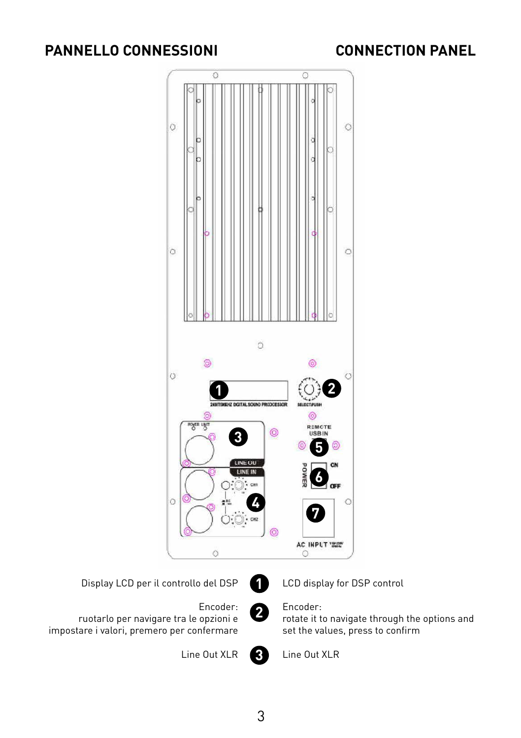## PANNELLO CONNESSIONI

## CONNECTION PANEL

| Italiano | # | English |
| --- | --- | --- |
| Display LCD per il controllo del DSP | 1 | LCD display for DSP control |
| Encoder: ruotarlo per navigare tra le opzioni e impostare i valori, premero per confermare | 2 | Encoder: rotate it to navigate through the options and set the values, press to confirm |
| Line Out XLR | 3 | Line Out XLR |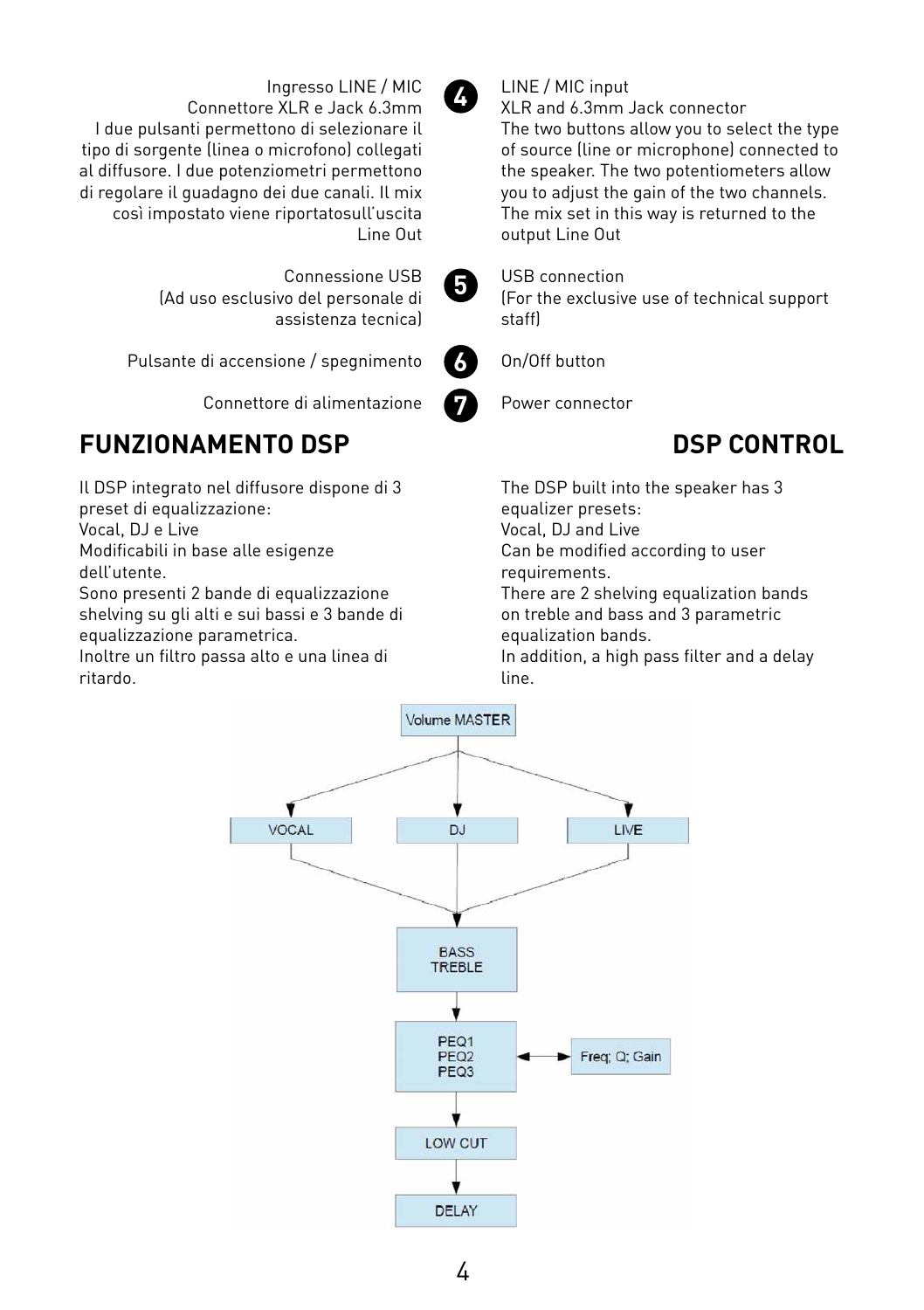**4** Ingresso LINE / MIC
Connettore XLR e Jack 6.3mm
I due pulsanti permettono di selezionare il tipo di sorgente (linea o microfono) collegati al diffusore. I due potenziometri permettono di regolare il guadagno dei due canali. Il mix così impostato viene riportatosull'uscita Line Out

**4** LINE / MIC input
XLR and 6.3mm Jack connector
The two buttons allow you to select the type of source (line or microphone) connected to the speaker. The two potentiometers allow you to adjust the gain of the two channels. The mix set in this way is returned to the output Line Out

**5** Connessione USB
(Ad uso esclusivo del personale di assistenza tecnica)

**5** USB connection
(For the exclusive use of technical support staff)

**6** Pulsante di accensione / spegnimento

**6** On/Off button

**7** Connettore di alimentazione

**7** Power connector

## FUNZIONAMENTO DSP

Il DSP integrato nel diffusore dispone di 3 preset di equalizzazione:
Vocal, DJ e Live
Modificabili in base alle esigenze dell'utente.
Sono presenti 2 bande di equalizzazione shelving su gli alti e sui bassi e 3 bande di equalizzazione parametrica.
Inoltre un filtro passa alto e una linea di ritardo.

## DSP CONTROL

The DSP built into the speaker has 3 equalizer presets:
Vocal, DJ and Live
Can be modified according to user requirements.
There are 2 shelving equalization bands on treble and bass and 3 parametric equalization bands.
In addition, a high pass filter and a delay line.

Volume MASTER → VOCAL / DJ / LIVE → BASS TREBLE → PEQ1 PEQ2 PEQ3 (↔ Freq; Q; Gain) → LOW CUT → DELAY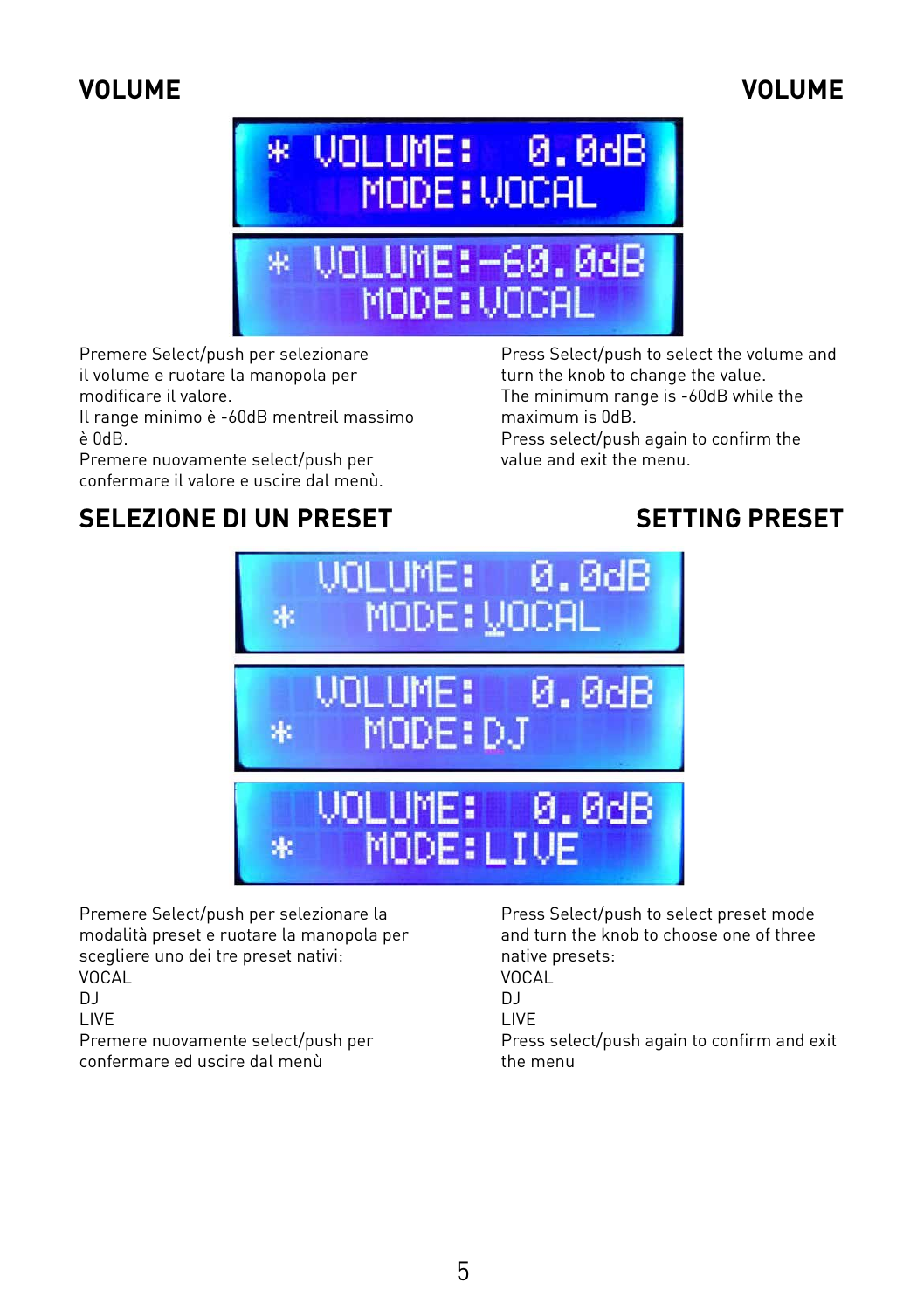## VOLUME

Premere Select/push per selezionare il volume e ruotare la manopola per modificare il valore.
Il range minimo è -60dB mentreil massimo è 0dB.
Premere nuovamente select/push per confermare il valore e uscire dal menù.

## VOLUME

Press Select/push to select the volume and turn the knob to change the value.
The minimum range is -60dB while the maximum is 0dB.
Press select/push again to confirm the value and exit the menu.

## SELEZIONE DI UN PRESET

Premere Select/push per selezionare la modalità preset e ruotare la manopola per scegliere uno dei tre preset nativi:
VOCAL
DJ
LIVE
Premere nuovamente select/push per confermare ed uscire dal menù

## SETTING PRESET

Press Select/push to select preset mode and turn the knob to choose one of three native presets:
VOCAL
DJ
LIVE
Press select/push again to confirm and exit the menu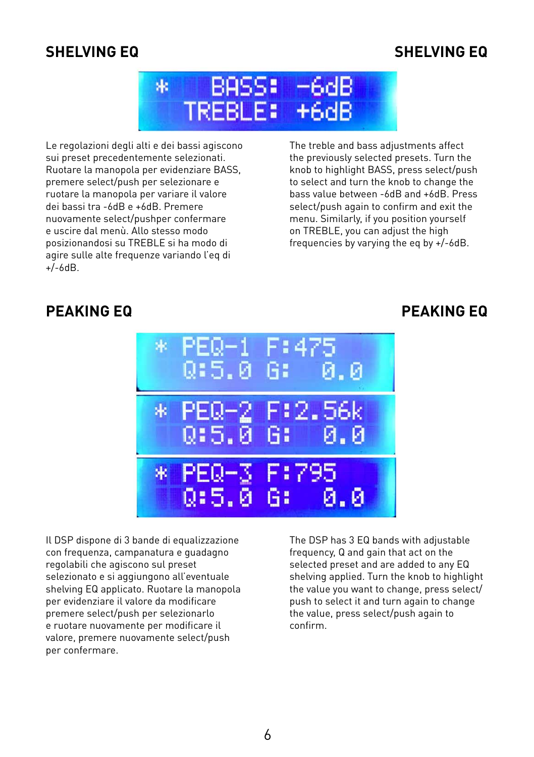## SHELVING EQ

Le regolazioni degli alti e dei bassi agiscono sui preset precedentemente selezionati. Ruotare la manopola per evidenziare BASS, premere select/push per selezionare e ruotare la manopola per variare il valore dei bassi tra -6dB e +6dB. Premere nuovamente select/pushper confermare e uscire dal menù. Allo stesso modo posizionandosi su TREBLE si ha modo di agire sulle alte frequenze variando l'eq di +/-6dB.

## SHELVING EQ

The treble and bass adjustments affect the previously selected presets. Turn the knob to highlight BASS, press select/push to select and turn the knob to change the bass value between -6dB and +6dB. Press select/push again to confirm and exit the menu. Similarly, if you position yourself on TREBLE, you can adjust the high frequencies by varying the eq by +/-6dB.

## PEAKING EQ

Il DSP dispone di 3 bande di equalizzazione con frequenza, campanatura e guadagno regolabili che agiscono sul preset selezionato e si aggiungono all'eventuale shelving EQ applicato. Ruotare la manopola per evidenziare il valore da modificare premere select/push per selezionarlo e ruotare nuovamente per modificare il valore, premere nuovamente select/push per confermare.

## PEAKING EQ

The DSP has 3 EQ bands with adjustable frequency, Q and gain that act on the selected preset and are added to any EQ shelving applied. Turn the knob to highlight the value you want to change, press select/push to select it and turn again to change the value, press select/push again to confirm.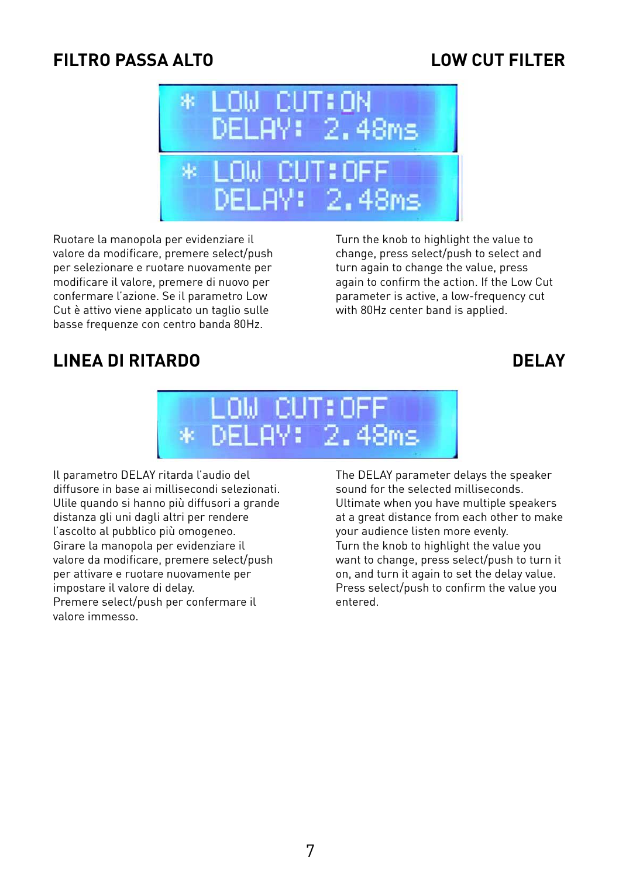## FILTRO PASSA ALTO

## LOW CUT FILTER

```
* LOW CUT:ON
  DELAY: 2.48ms
```

```
* LOW CUT:OFF
  DELAY: 2.48ms
```

Ruotare la manopola per evidenziare il valore da modificare, premere select/push per selezionare e ruotare nuovamente per modificare il valore, premere di nuovo per confermare l'azione. Se il parametro Low Cut è attivo viene applicato un taglio sulle basse frequenze con centro banda 80Hz.

Turn the knob to highlight the value to change, press select/push to select and turn again to change the value, press again to confirm the action. If the Low Cut parameter is active, a low-frequency cut with 80Hz center band is applied.

## LINEA DI RITARDO

## DELAY

```
  LOW CUT:OFF
* DELAY: 2.48ms
```

Il parametro DELAY ritarda l'audio del diffusore in base ai millisecondi selezionati. Ulile quando si hanno più diffusori a grande distanza gli uni dagli altri per rendere l'ascolto al pubblico più omogeneo.
Girare la manopola per evidenziare il valore da modificare, premere select/push per attivare e ruotare nuovamente per impostare il valore di delay.
Premere select/push per confermare il valore immesso.

The DELAY parameter delays the speaker sound for the selected milliseconds. Ultimate when you have multiple speakers at a great distance from each other to make your audience listen more evenly.
Turn the knob to highlight the value you want to change, press select/push to turn it on, and turn it again to set the delay value. Press select/push to confirm the value you entered.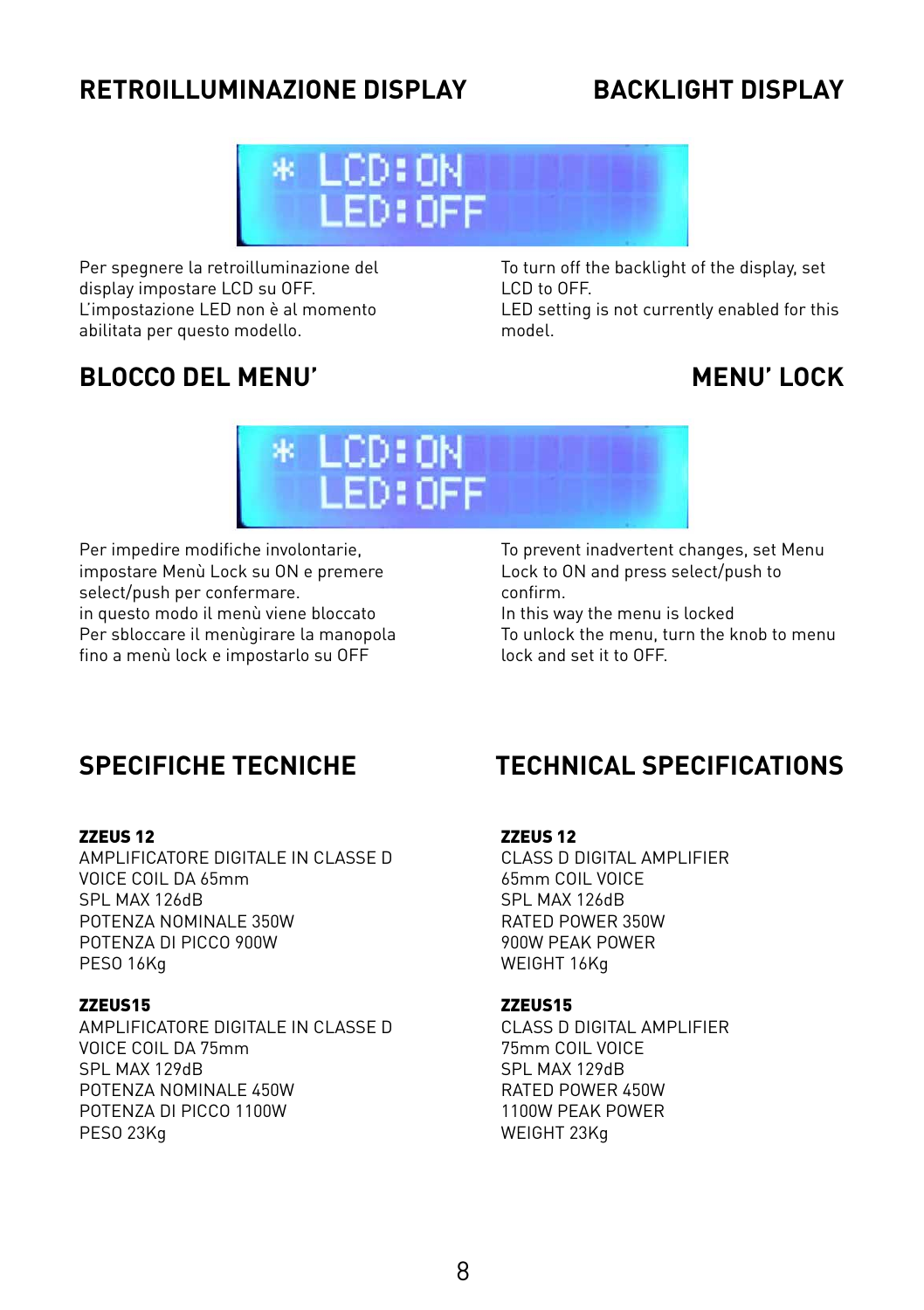## RETROILLUMINAZIONE DISPLAY

Per spegnere la retroilluminazione del display impostare LCD su OFF.
L'impostazione LED non è al momento abilitata per questo modello.

## BACKLIGHT DISPLAY

To turn off the backlight of the display, set LCD to OFF.
LED setting is not currently enabled for this model.

## BLOCCO DEL MENU'

Per impedire modifiche involontarie, impostare Menù Lock su ON e premere select/push per confermare.
in questo modo il menù viene bloccato
Per sbloccare il menùgirare la manopola fino a menù lock e impostarlo su OFF

## MENU' LOCK

To prevent inadvertent changes, set Menu Lock to ON and press select/push to confirm.
In this way the menu is locked
To unlock the menu, turn the knob to menu lock and set it to OFF.

## SPECIFICHE TECNICHE

**ZZEUS 12**
AMPLIFICATORE DIGITALE IN CLASSE D
VOICE COIL DA 65mm
SPL MAX 126dB
POTENZA NOMINALE 350W
POTENZA DI PICCO 900W
PESO 16Kg

**ZZEUS15**
AMPLIFICATORE DIGITALE IN CLASSE D
VOICE COIL DA 75mm
SPL MAX 129dB
POTENZA NOMINALE 450W
POTENZA DI PICCO 1100W
PESO 23Kg

## TECHNICAL SPECIFICATIONS

**ZZEUS 12**
CLASS D DIGITAL AMPLIFIER
65mm COIL VOICE
SPL MAX 126dB
RATED POWER 350W
900W PEAK POWER
WEIGHT 16Kg

**ZZEUS15**
CLASS D DIGITAL AMPLIFIER
75mm COIL VOICE
SPL MAX 129dB
RATED POWER 450W
1100W PEAK POWER
WEIGHT 23Kg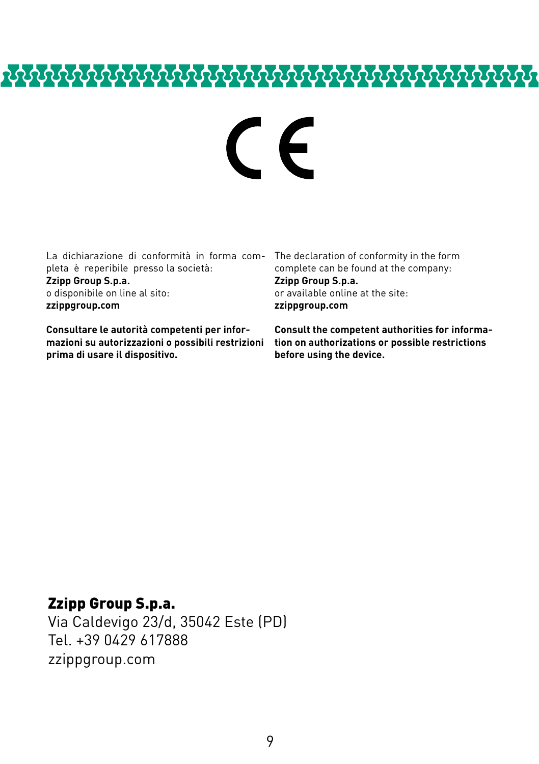CE

La dichiarazione di conformità in forma completa è reperibile presso la società:
**Zzipp Group S.p.a.**
o disponibile on line al sito:
**zzippgroup.com**

**Consultare le autorità competenti per informazioni su autorizzazioni o possibili restrizioni prima di usare il dispositivo.**

The declaration of conformity in the form complete can be found at the company:
**Zzipp Group S.p.a.**
or available online at the site:
**zzippgroup.com**

**Consult the competent authorities for information on authorizations or possible restrictions before using the device.**

**Zzipp Group S.p.a.**
Via Caldevigo 23/d, 35042 Este (PD)
Tel. +39 0429 617888
zzippgroup.com